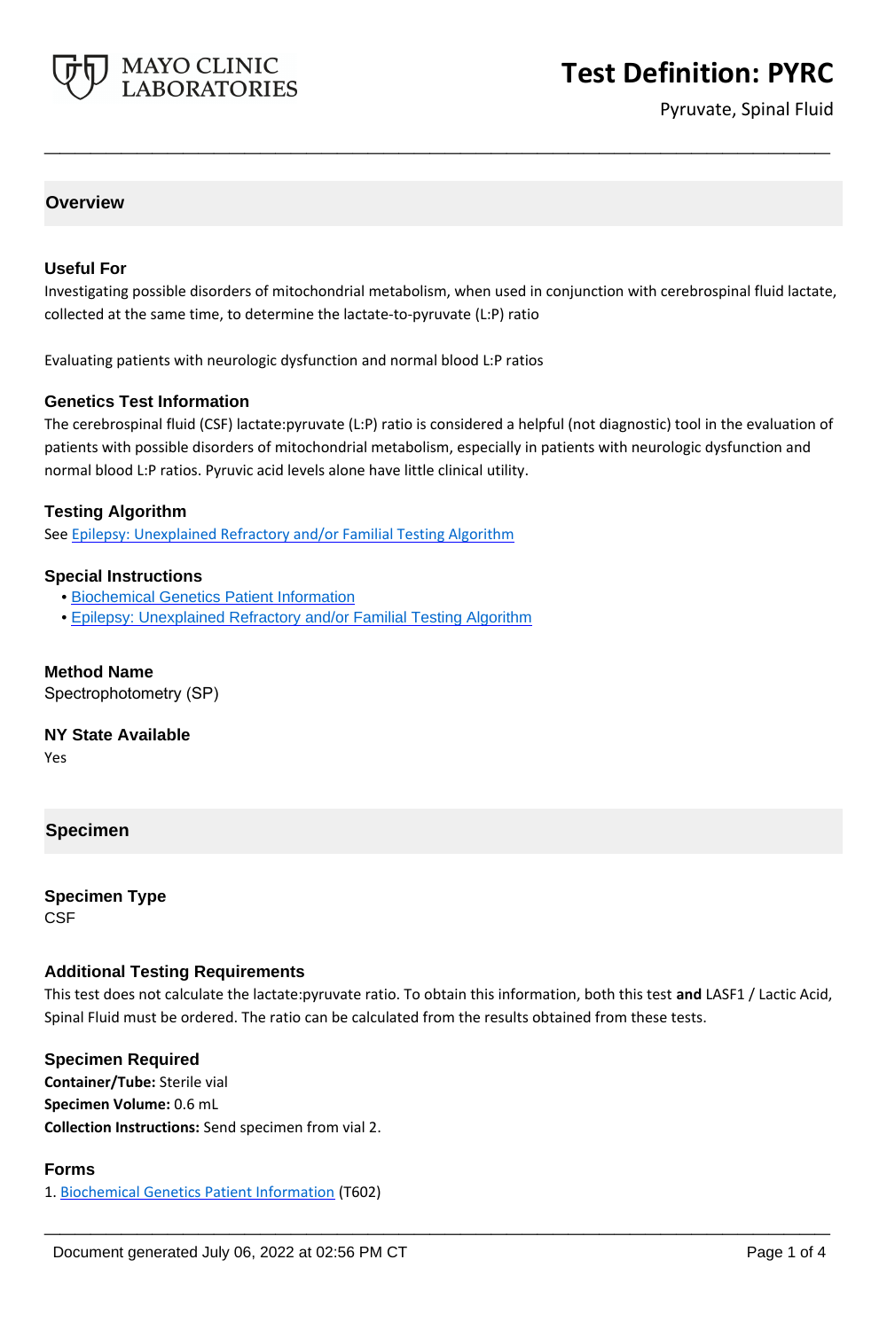# Test Definition: PYRC

Pyruvate, Spinal Fluid

## Overview

### Useful For

Investigating possible disorders of mitochondrial metabolism, when used in conjunction with cerebrospinal fluid lactate, collected at the same time, to determine the lactate-to-pyruvate (L:P) ratio

Evaluating patients with neurologic dysfunction and normal blood L:P ratios

### Genetics Test Information

The cerebrospinal fluid (CSF) lactate:pyruvate (L:P) ratio is considered a helpful (not diagnostic) tool in the evaluation of patients with possible disorders of mitochondrial metabolism, especially in patients with neurologic dysfunction and normal blood L:P ratios. Pyruvic acid levels alone have little clinical utility.

### Testing Algorithm

See Epilepsy: Unexplained Refractory and/or Familial Testing Algorithm

### Special Instructions

- Biochemical Genetics Patient Information
- Epilepsy: Unexplained Refractory and/or Familial Testing Algorithm

### Method Name

Spectrophotometry (SP)

### NY State Available

Yes

## Specimen

### Specimen Type

CSF

### Additional Testing Requirements

This test does not calculate the lactate:pyruvate ratio. To obtain this information, both this test **and** LASF1 / Lactic Acid, Spinal Fluid must be ordered. The ratio can be calculated from the results obtained from these tests.

### Specimen Required

**Container/Tube:** Sterile vial
**Specimen Volume:** 0.6 mL
**Collection Instructions:** Send specimen from vial 2.

### Forms

1. Biochemical Genetics Patient Information (T602)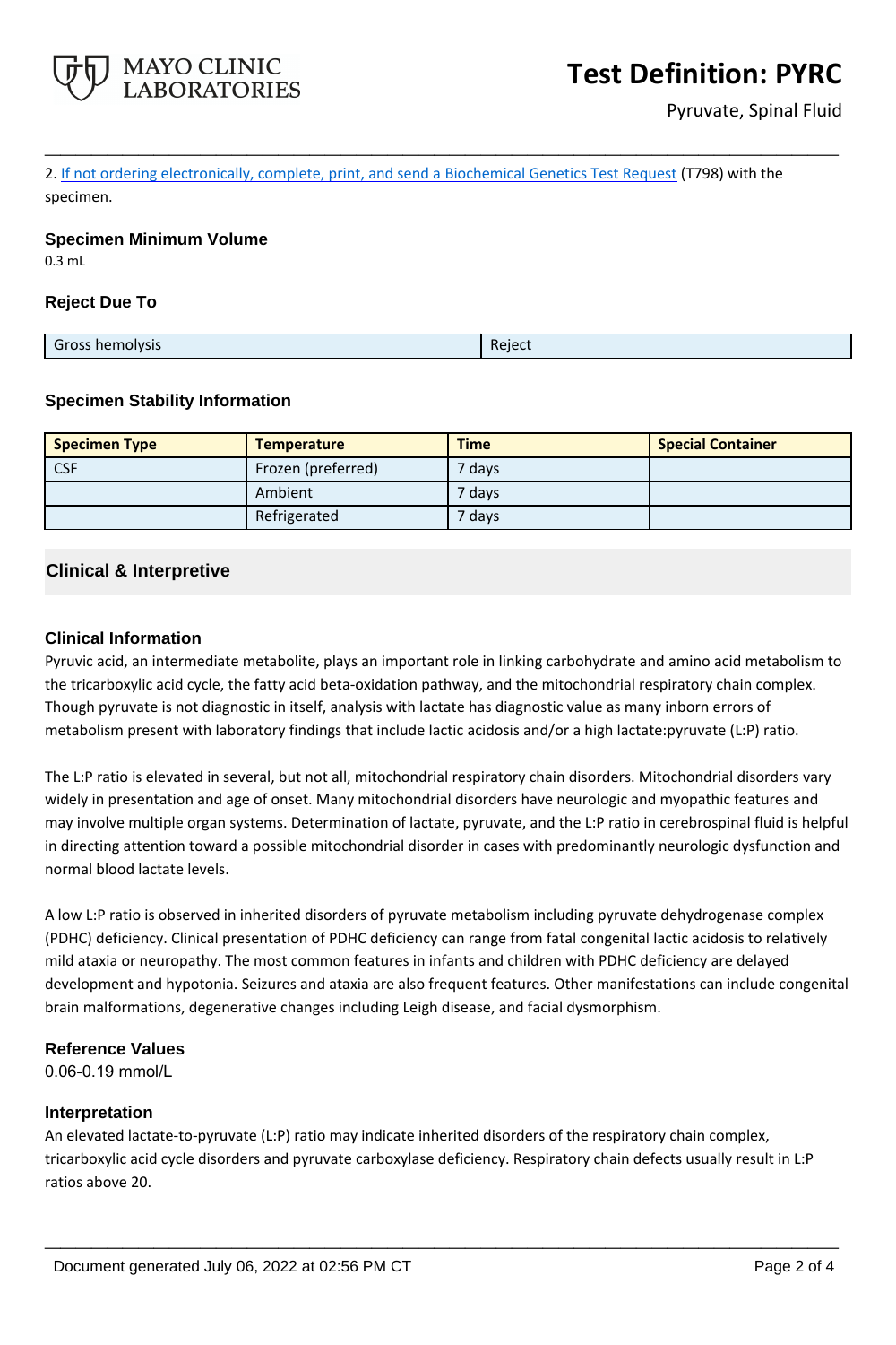2. If not ordering electronically, complete, print, and send a Biochemical Genetics Test Request (T798) with the specimen.

### Specimen Minimum Volume

0.3 mL

### Reject Due To

| Gross hemolysis | Reject |
|---|---|

### Specimen Stability Information

| Specimen Type | Temperature | Time | Special Container |
|---|---|---|---|
| CSF | Frozen (preferred) | 7 days | |
| | Ambient | 7 days | |
| | Refrigerated | 7 days | |

## Clinical & Interpretive

### Clinical Information

Pyruvic acid, an intermediate metabolite, plays an important role in linking carbohydrate and amino acid metabolism to the tricarboxylic acid cycle, the fatty acid beta-oxidation pathway, and the mitochondrial respiratory chain complex. Though pyruvate is not diagnostic in itself, analysis with lactate has diagnostic value as many inborn errors of metabolism present with laboratory findings that include lactic acidosis and/or a high lactate:pyruvate (L:P) ratio.

The L:P ratio is elevated in several, but not all, mitochondrial respiratory chain disorders. Mitochondrial disorders vary widely in presentation and age of onset. Many mitochondrial disorders have neurologic and myopathic features and may involve multiple organ systems. Determination of lactate, pyruvate, and the L:P ratio in cerebrospinal fluid is helpful in directing attention toward a possible mitochondrial disorder in cases with predominantly neurologic dysfunction and normal blood lactate levels.

A low L:P ratio is observed in inherited disorders of pyruvate metabolism including pyruvate dehydrogenase complex (PDHC) deficiency. Clinical presentation of PDHC deficiency can range from fatal congenital lactic acidosis to relatively mild ataxia or neuropathy. The most common features in infants and children with PDHC deficiency are delayed development and hypotonia. Seizures and ataxia are also frequent features. Other manifestations can include congenital brain malformations, degenerative changes including Leigh disease, and facial dysmorphism.

### Reference Values

0.06-0.19 mmol/L

### Interpretation

An elevated lactate-to-pyruvate (L:P) ratio may indicate inherited disorders of the respiratory chain complex, tricarboxylic acid cycle disorders and pyruvate carboxylase deficiency. Respiratory chain defects usually result in L:P ratios above 20.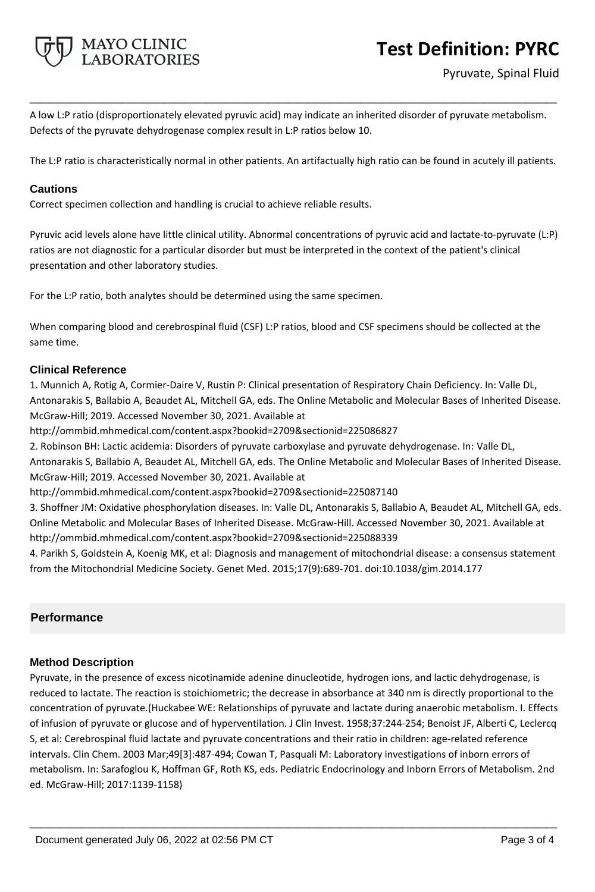A low L:P ratio (disproportionately elevated pyruvic acid) may indicate an inherited disorder of pyruvate metabolism. Defects of the pyruvate dehydrogenase complex result in L:P ratios below 10.

The L:P ratio is characteristically normal in other patients. An artifactually high ratio can be found in acutely ill patients.

### Cautions

Correct specimen collection and handling is crucial to achieve reliable results.

Pyruvic acid levels alone have little clinical utility. Abnormal concentrations of pyruvic acid and lactate-to-pyruvate (L:P) ratios are not diagnostic for a particular disorder but must be interpreted in the context of the patient's clinical presentation and other laboratory studies.

For the L:P ratio, both analytes should be determined using the same specimen.

When comparing blood and cerebrospinal fluid (CSF) L:P ratios, blood and CSF specimens should be collected at the same time.

### Clinical Reference

1. Munnich A, Rotig A, Cormier-Daire V, Rustin P: Clinical presentation of Respiratory Chain Deficiency. In: Valle DL, Antonarakis S, Ballabio A, Beaudet AL, Mitchell GA, eds. The Online Metabolic and Molecular Bases of Inherited Disease. McGraw-Hill; 2019. Accessed November 30, 2021. Available at http://ommbid.mhmedical.com/content.aspx?bookid=2709&sectionid=225086827
2. Robinson BH: Lactic acidemia: Disorders of pyruvate carboxylase and pyruvate dehydrogenase. In: Valle DL, Antonarakis S, Ballabio A, Beaudet AL, Mitchell GA, eds. The Online Metabolic and Molecular Bases of Inherited Disease. McGraw-Hill; 2019. Accessed November 30, 2021. Available at http://ommbid.mhmedical.com/content.aspx?bookid=2709&sectionid=225087140
3. Shoffner JM: Oxidative phosphorylation diseases. In: Valle DL, Antonarakis S, Ballabio A, Beaudet AL, Mitchell GA, eds. Online Metabolic and Molecular Bases of Inherited Disease. McGraw-Hill. Accessed November 30, 2021. Available at http://ommbid.mhmedical.com/content.aspx?bookid=2709&sectionid=225088339
4. Parikh S, Goldstein A, Koenig MK, et al: Diagnosis and management of mitochondrial disease: a consensus statement from the Mitochondrial Medicine Society. Genet Med. 2015;17(9):689-701. doi:10.1038/gim.2014.177

## Performance

### Method Description

Pyruvate, in the presence of excess nicotinamide adenine dinucleotide, hydrogen ions, and lactic dehydrogenase, is reduced to lactate. The reaction is stoichiometric; the decrease in absorbance at 340 nm is directly proportional to the concentration of pyruvate.(Huckabee WE: Relationships of pyruvate and lactate during anaerobic metabolism. I. Effects of infusion of pyruvate or glucose and of hyperventilation. J Clin Invest. 1958;37:244-254; Benoist JF, Alberti C, Leclercq S, et al: Cerebrospinal fluid lactate and pyruvate concentrations and their ratio in children: age-related reference intervals. Clin Chem. 2003 Mar;49[3]:487-494; Cowan T, Pasquali M: Laboratory investigations of inborn errors of metabolism. In: Sarafoglou K, Hoffman GF, Roth KS, eds. Pediatric Endocrinology and Inborn Errors of Metabolism. 2nd ed. McGraw-Hill; 2017:1139-1158)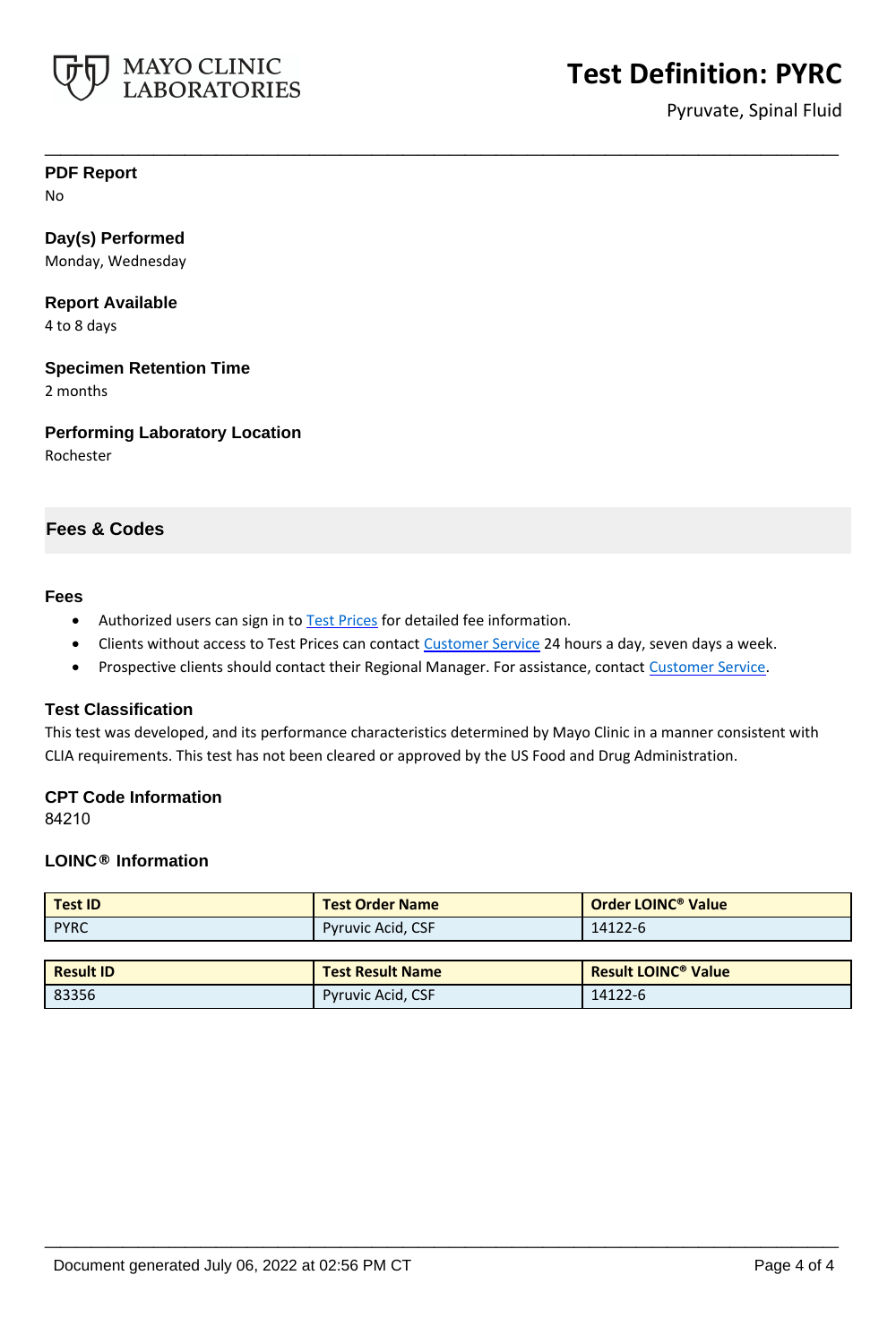**PDF Report**
No

**Day(s) Performed**
Monday, Wednesday

**Report Available**
4 to 8 days

**Specimen Retention Time**
2 months

**Performing Laboratory Location**
Rochester

## Fees & Codes

**Fees**

- Authorized users can sign in to Test Prices for detailed fee information.
- Clients without access to Test Prices can contact Customer Service 24 hours a day, seven days a week.
- Prospective clients should contact their Regional Manager. For assistance, contact Customer Service.

**Test Classification**
This test was developed, and its performance characteristics determined by Mayo Clinic in a manner consistent with CLIA requirements. This test has not been cleared or approved by the US Food and Drug Administration.

**CPT Code Information**
84210

**LOINC® Information**

| Test ID | Test Order Name | Order LOINC® Value |
| --- | --- | --- |
| PYRC | Pyruvic Acid, CSF | 14122-6 |

| Result ID | Test Result Name | Result LOINC® Value |
| --- | --- | --- |
| 83356 | Pyruvic Acid, CSF | 14122-6 |